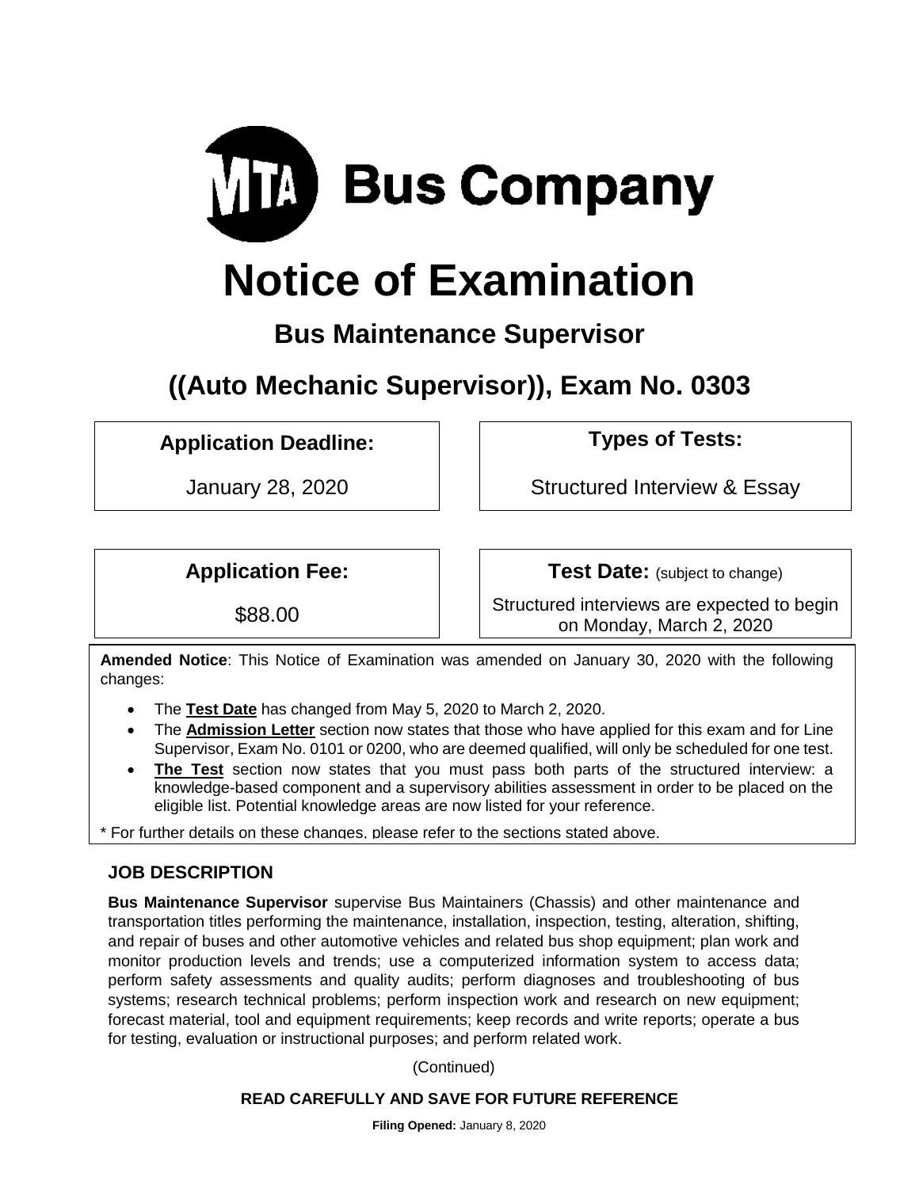MTA Bus Company

# Notice of Examination

## Bus Maintenance Supervisor

## ((Auto Mechanic Supervisor)), Exam No. 0303

| Application Deadline: | Types of Tests: |
| --- | --- |
| January 28, 2020 | Structured Interview & Essay |

| Application Fee: | Test Date: (subject to change) |
| --- | --- |
| $88.00 | Structured interviews are expected to begin on Monday, March 2, 2020 |

**Amended Notice**: This Notice of Examination was amended on January 30, 2020 with the following changes:

- The **Test Date** has changed from May 5, 2020 to March 2, 2020.
- The **Admission Letter** section now states that those who have applied for this exam and for Line Supervisor, Exam No. 0101 or 0200, who are deemed qualified, will only be scheduled for one test.
- **The Test** section now states that you must pass both parts of the structured interview: a knowledge-based component and a supervisory abilities assessment in order to be placed on the eligible list. Potential knowledge areas are now listed for your reference.

* For further details on these changes, please refer to the sections stated above.

### JOB DESCRIPTION

**Bus Maintenance Supervisor** supervise Bus Maintainers (Chassis) and other maintenance and transportation titles performing the maintenance, installation, inspection, testing, alteration, shifting, and repair of buses and other automotive vehicles and related bus shop equipment; plan work and monitor production levels and trends; use a computerized information system to access data; perform safety assessments and quality audits; perform diagnoses and troubleshooting of bus systems; research technical problems; perform inspection work and research on new equipment; forecast material, tool and equipment requirements; keep records and write reports; operate a bus for testing, evaluation or instructional purposes; and perform related work.

(Continued)

**READ CAREFULLY AND SAVE FOR FUTURE REFERENCE**

**Filing Opened:** January 8, 2020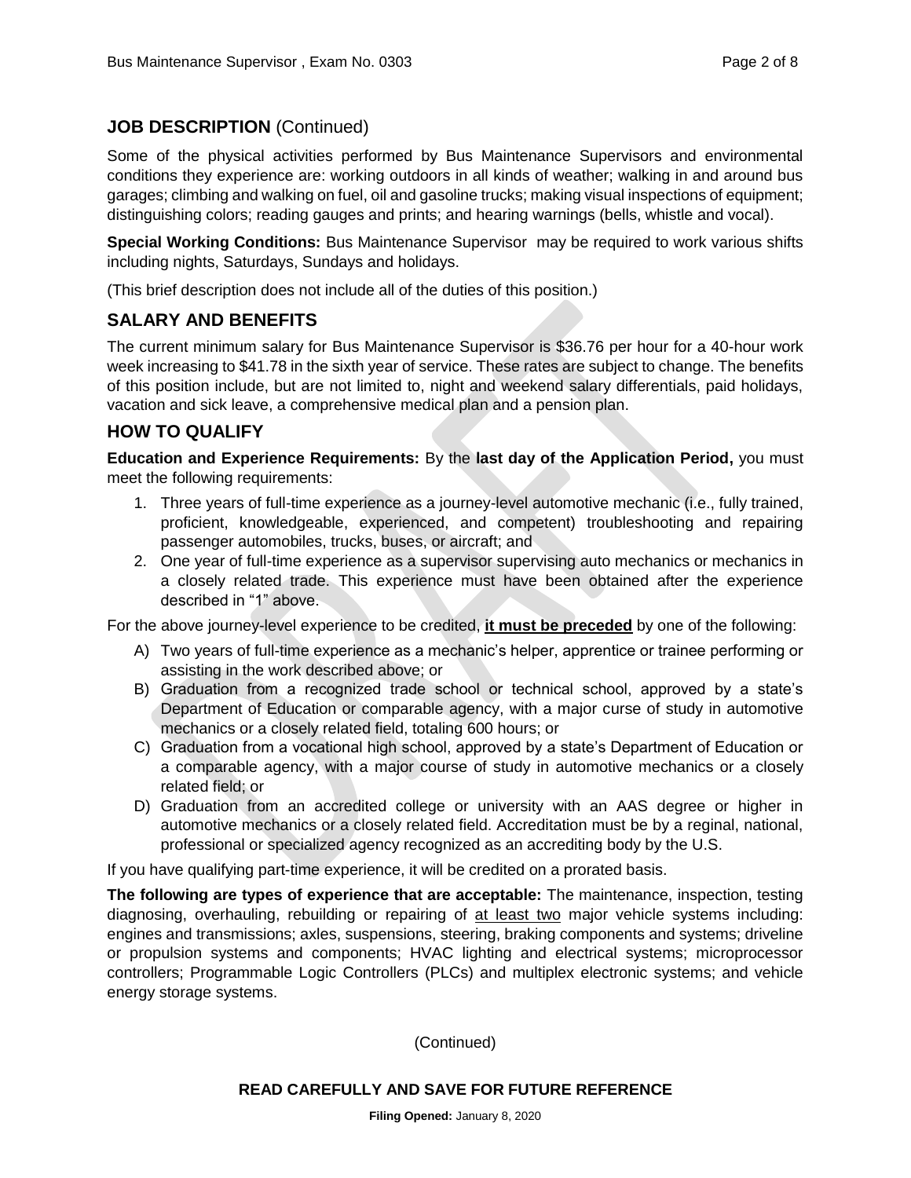## JOB DESCRIPTION (Continued)

Some of the physical activities performed by Bus Maintenance Supervisors and environmental conditions they experience are: working outdoors in all kinds of weather; walking in and around bus garages; climbing and walking on fuel, oil and gasoline trucks; making visual inspections of equipment; distinguishing colors; reading gauges and prints; and hearing warnings (bells, whistle and vocal).

**Special Working Conditions:** Bus Maintenance Supervisor may be required to work various shifts including nights, Saturdays, Sundays and holidays.

(This brief description does not include all of the duties of this position.)

## SALARY AND BENEFITS

The current minimum salary for Bus Maintenance Supervisor is $36.76 per hour for a 40-hour work week increasing to $41.78 in the sixth year of service. These rates are subject to change. The benefits of this position include, but are not limited to, night and weekend salary differentials, paid holidays, vacation and sick leave, a comprehensive medical plan and a pension plan.

## HOW TO QUALIFY

**Education and Experience Requirements:** By the **last day of the Application Period,** you must meet the following requirements:

1. Three years of full-time experience as a journey-level automotive mechanic (i.e., fully trained, proficient, knowledgeable, experienced, and competent) troubleshooting and repairing passenger automobiles, trucks, buses, or aircraft; and
2. One year of full-time experience as a supervisor supervising auto mechanics or mechanics in a closely related trade. This experience must have been obtained after the experience described in "1" above.

For the above journey-level experience to be credited, <u>**it must be preceded**</u> by one of the following:

A) Two years of full-time experience as a mechanic's helper, apprentice or trainee performing or assisting in the work described above; or

B) Graduation from a recognized trade school or technical school, approved by a state's Department of Education or comparable agency, with a major curse of study in automotive mechanics or a closely related field, totaling 600 hours; or

C) Graduation from a vocational high school, approved by a state's Department of Education or a comparable agency, with a major course of study in automotive mechanics or a closely related field; or

D) Graduation from an accredited college or university with an AAS degree or higher in automotive mechanics or a closely related field. Accreditation must be by a reginal, national, professional or specialized agency recognized as an accrediting body by the U.S.

If you have qualifying part-time experience, it will be credited on a prorated basis.

**The following are types of experience that are acceptable:** The maintenance, inspection, testing diagnosing, overhauling, rebuilding or repairing of <u>at least two</u> major vehicle systems including: engines and transmissions; axles, suspensions, steering, braking components and systems; driveline or propulsion systems and components; HVAC lighting and electrical systems; microprocessor controllers; Programmable Logic Controllers (PLCs) and multiplex electronic systems; and vehicle energy storage systems.

(Continued)

**READ CAREFULLY AND SAVE FOR FUTURE REFERENCE**

**Filing Opened:** January 8, 2020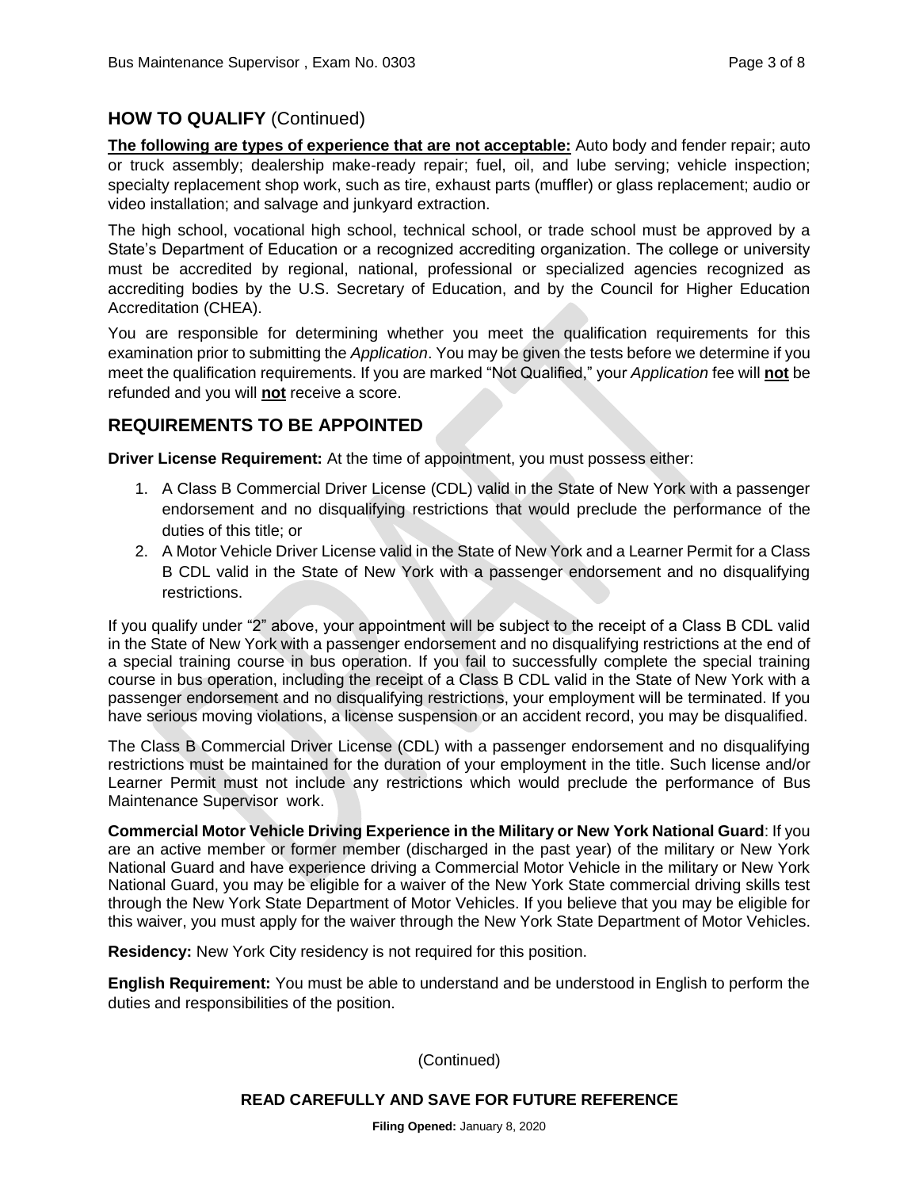## HOW TO QUALIFY (Continued)

**The following are types of experience that are not acceptable:** Auto body and fender repair; auto or truck assembly; dealership make-ready repair; fuel, oil, and lube serving; vehicle inspection; specialty replacement shop work, such as tire, exhaust parts (muffler) or glass replacement; audio or video installation; and salvage and junkyard extraction.

The high school, vocational high school, technical school, or trade school must be approved by a State's Department of Education or a recognized accrediting organization. The college or university must be accredited by regional, national, professional or specialized agencies recognized as accrediting bodies by the U.S. Secretary of Education, and by the Council for Higher Education Accreditation (CHEA).

You are responsible for determining whether you meet the qualification requirements for this examination prior to submitting the *Application*. You may be given the tests before we determine if you meet the qualification requirements. If you are marked "Not Qualified," your *Application* fee will **not** be refunded and you will **not** receive a score.

## REQUIREMENTS TO BE APPOINTED

**Driver License Requirement:** At the time of appointment, you must possess either:

1. A Class B Commercial Driver License (CDL) valid in the State of New York with a passenger endorsement and no disqualifying restrictions that would preclude the performance of the duties of this title; or
2. A Motor Vehicle Driver License valid in the State of New York and a Learner Permit for a Class B CDL valid in the State of New York with a passenger endorsement and no disqualifying restrictions.

If you qualify under "2" above, your appointment will be subject to the receipt of a Class B CDL valid in the State of New York with a passenger endorsement and no disqualifying restrictions at the end of a special training course in bus operation. If you fail to successfully complete the special training course in bus operation, including the receipt of a Class B CDL valid in the State of New York with a passenger endorsement and no disqualifying restrictions, your employment will be terminated. If you have serious moving violations, a license suspension or an accident record, you may be disqualified.

The Class B Commercial Driver License (CDL) with a passenger endorsement and no disqualifying restrictions must be maintained for the duration of your employment in the title. Such license and/or Learner Permit must not include any restrictions which would preclude the performance of Bus Maintenance Supervisor work.

**Commercial Motor Vehicle Driving Experience in the Military or New York National Guard**: If you are an active member or former member (discharged in the past year) of the military or New York National Guard and have experience driving a Commercial Motor Vehicle in the military or New York National Guard, you may be eligible for a waiver of the New York State commercial driving skills test through the New York State Department of Motor Vehicles. If you believe that you may be eligible for this waiver, you must apply for the waiver through the New York State Department of Motor Vehicles.

**Residency:** New York City residency is not required for this position.

**English Requirement:** You must be able to understand and be understood in English to perform the duties and responsibilities of the position.

(Continued)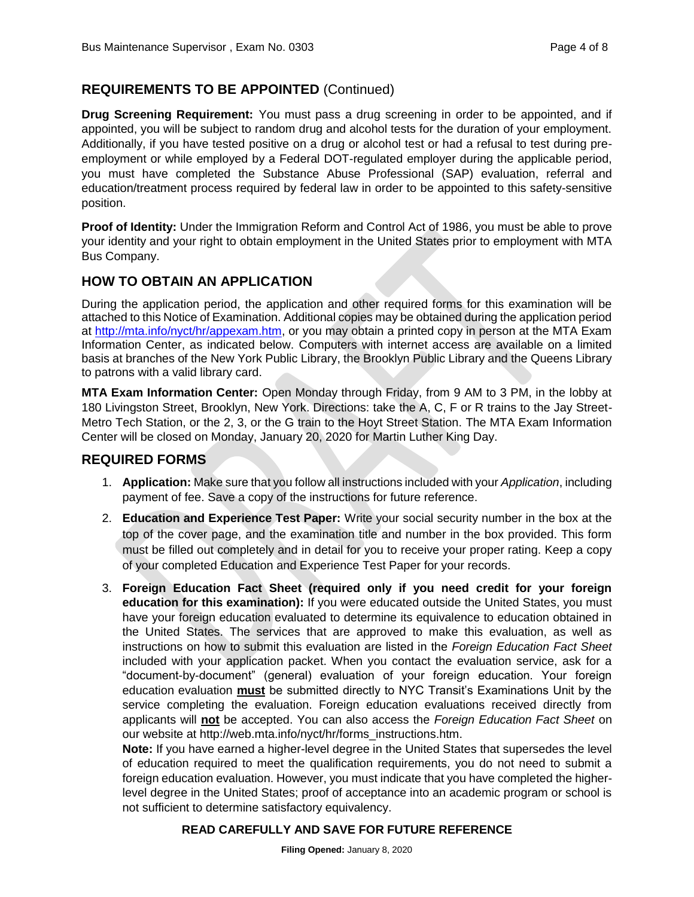## REQUIREMENTS TO BE APPOINTED (Continued)

**Drug Screening Requirement:** You must pass a drug screening in order to be appointed, and if appointed, you will be subject to random drug and alcohol tests for the duration of your employment. Additionally, if you have tested positive on a drug or alcohol test or had a refusal to test during pre-employment or while employed by a Federal DOT-regulated employer during the applicable period, you must have completed the Substance Abuse Professional (SAP) evaluation, referral and education/treatment process required by federal law in order to be appointed to this safety-sensitive position.

**Proof of Identity:** Under the Immigration Reform and Control Act of 1986, you must be able to prove your identity and your right to obtain employment in the United States prior to employment with MTA Bus Company.

## HOW TO OBTAIN AN APPLICATION

During the application period, the application and other required forms for this examination will be attached to this Notice of Examination. Additional copies may be obtained during the application period at http://mta.info/nyct/hr/appexam.htm, or you may obtain a printed copy in person at the MTA Exam Information Center, as indicated below. Computers with internet access are available on a limited basis at branches of the New York Public Library, the Brooklyn Public Library and the Queens Library to patrons with a valid library card.

**MTA Exam Information Center:** Open Monday through Friday, from 9 AM to 3 PM, in the lobby at 180 Livingston Street, Brooklyn, New York. Directions: take the A, C, F or R trains to the Jay Street-Metro Tech Station, or the 2, 3, or the G train to the Hoyt Street Station. The MTA Exam Information Center will be closed on Monday, January 20, 2020 for Martin Luther King Day.

## REQUIRED FORMS

1. **Application:** Make sure that you follow all instructions included with your *Application*, including payment of fee. Save a copy of the instructions for future reference.
2. **Education and Experience Test Paper:** Write your social security number in the box at the top of the cover page, and the examination title and number in the box provided. This form must be filled out completely and in detail for you to receive your proper rating. Keep a copy of your completed Education and Experience Test Paper for your records.
3. **Foreign Education Fact Sheet (required only if you need credit for your foreign education for this examination):** If you were educated outside the United States, you must have your foreign education evaluated to determine its equivalence to education obtained in the United States. The services that are approved to make this evaluation, as well as instructions on how to submit this evaluation are listed in the *Foreign Education Fact Sheet* included with your application packet. When you contact the evaluation service, ask for a "document-by-document" (general) evaluation of your foreign education. Your foreign education evaluation **must** be submitted directly to NYC Transit's Examinations Unit by the service completing the evaluation. Foreign education evaluations received directly from applicants will **not** be accepted. You can also access the *Foreign Education Fact Sheet* on our website at http://web.mta.info/nyct/hr/forms_instructions.htm.

   **Note:** If you have earned a higher-level degree in the United States that supersedes the level of education required to meet the qualification requirements, you do not need to submit a foreign education evaluation. However, you must indicate that you have completed the higher-level degree in the United States; proof of acceptance into an academic program or school is not sufficient to determine satisfactory equivalency.

**READ CAREFULLY AND SAVE FOR FUTURE REFERENCE**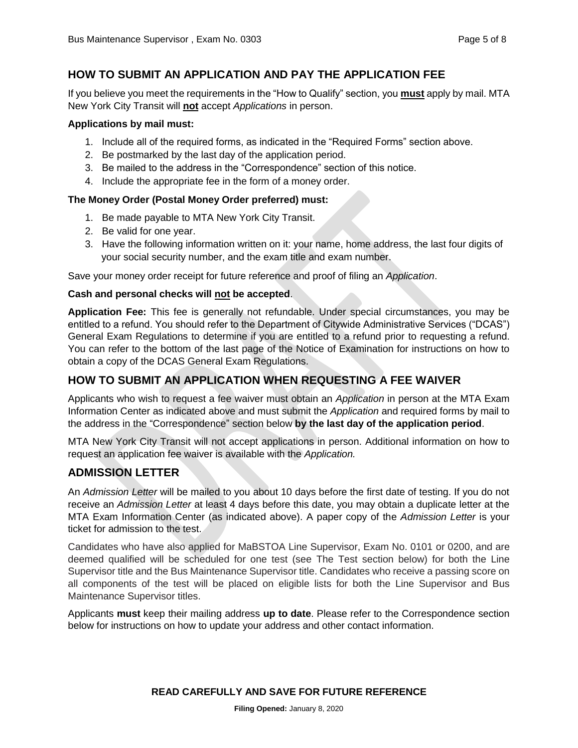## HOW TO SUBMIT AN APPLICATION AND PAY THE APPLICATION FEE

If you believe you meet the requirements in the "How to Qualify" section, you **must** apply by mail. MTA New York City Transit will **not** accept *Applications* in person.

**Applications by mail must:**

1. Include all of the required forms, as indicated in the "Required Forms" section above.
2. Be postmarked by the last day of the application period.
3. Be mailed to the address in the "Correspondence" section of this notice.
4. Include the appropriate fee in the form of a money order.

**The Money Order (Postal Money Order preferred) must:**

1. Be made payable to MTA New York City Transit.
2. Be valid for one year.
3. Have the following information written on it: your name, home address, the last four digits of your social security number, and the exam title and exam number.

Save your money order receipt for future reference and proof of filing an *Application*.

**Cash and personal checks will not be accepted**.

**Application Fee:** This fee is generally not refundable. Under special circumstances, you may be entitled to a refund. You should refer to the Department of Citywide Administrative Services ("DCAS") General Exam Regulations to determine if you are entitled to a refund prior to requesting a refund. You can refer to the bottom of the last page of the Notice of Examination for instructions on how to obtain a copy of the DCAS General Exam Regulations.

## HOW TO SUBMIT AN APPLICATION WHEN REQUESTING A FEE WAIVER

Applicants who wish to request a fee waiver must obtain an *Application* in person at the MTA Exam Information Center as indicated above and must submit the *Application* and required forms by mail to the address in the "Correspondence" section below **by the last day of the application period**.

MTA New York City Transit will not accept applications in person. Additional information on how to request an application fee waiver is available with the *Application.*

## ADMISSION LETTER

An *Admission Letter* will be mailed to you about 10 days before the first date of testing. If you do not receive an *Admission Letter* at least 4 days before this date, you may obtain a duplicate letter at the MTA Exam Information Center (as indicated above). A paper copy of the *Admission Letter* is your ticket for admission to the test.

Candidates who have also applied for MaBSTOA Line Supervisor, Exam No. 0101 or 0200, and are deemed qualified will be scheduled for one test (see The Test section below) for both the Line Supervisor title and the Bus Maintenance Supervisor title. Candidates who receive a passing score on all components of the test will be placed on eligible lists for both the Line Supervisor and Bus Maintenance Supervisor titles.

Applicants **must** keep their mailing address **up to date**. Please refer to the Correspondence section below for instructions on how to update your address and other contact information.

**READ CAREFULLY AND SAVE FOR FUTURE REFERENCE**

**Filing Opened:** January 8, 2020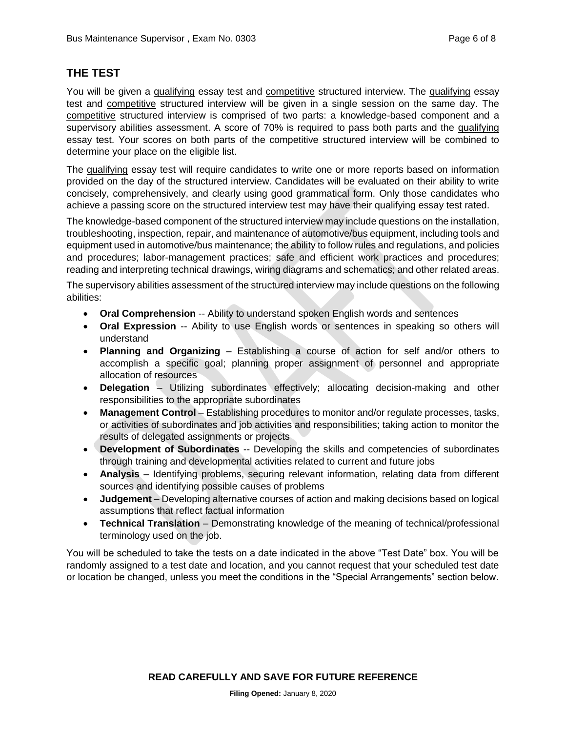## THE TEST

You will be given a qualifying essay test and competitive structured interview. The qualifying essay test and competitive structured interview will be given in a single session on the same day. The competitive structured interview is comprised of two parts: a knowledge-based component and a supervisory abilities assessment. A score of 70% is required to pass both parts and the qualifying essay test. Your scores on both parts of the competitive structured interview will be combined to determine your place on the eligible list.

The qualifying essay test will require candidates to write one or more reports based on information provided on the day of the structured interview. Candidates will be evaluated on their ability to write concisely, comprehensively, and clearly using good grammatical form. Only those candidates who achieve a passing score on the structured interview test may have their qualifying essay test rated.

The knowledge-based component of the structured interview may include questions on the installation, troubleshooting, inspection, repair, and maintenance of automotive/bus equipment, including tools and equipment used in automotive/bus maintenance; the ability to follow rules and regulations, and policies and procedures; labor-management practices; safe and efficient work practices and procedures; reading and interpreting technical drawings, wiring diagrams and schematics; and other related areas.

The supervisory abilities assessment of the structured interview may include questions on the following abilities:

- **Oral Comprehension** -- Ability to understand spoken English words and sentences
- **Oral Expression** -- Ability to use English words or sentences in speaking so others will understand
- **Planning and Organizing** – Establishing a course of action for self and/or others to accomplish a specific goal; planning proper assignment of personnel and appropriate allocation of resources
- **Delegation** – Utilizing subordinates effectively; allocating decision-making and other responsibilities to the appropriate subordinates
- **Management Control** – Establishing procedures to monitor and/or regulate processes, tasks, or activities of subordinates and job activities and responsibilities; taking action to monitor the results of delegated assignments or projects
- **Development of Subordinates** -- Developing the skills and competencies of subordinates through training and developmental activities related to current and future jobs
- **Analysis** – Identifying problems, securing relevant information, relating data from different sources and identifying possible causes of problems
- **Judgement** – Developing alternative courses of action and making decisions based on logical assumptions that reflect factual information
- **Technical Translation** – Demonstrating knowledge of the meaning of technical/professional terminology used on the job.

You will be scheduled to take the tests on a date indicated in the above "Test Date" box. You will be randomly assigned to a test date and location, and you cannot request that your scheduled test date or location be changed, unless you meet the conditions in the "Special Arrangements" section below.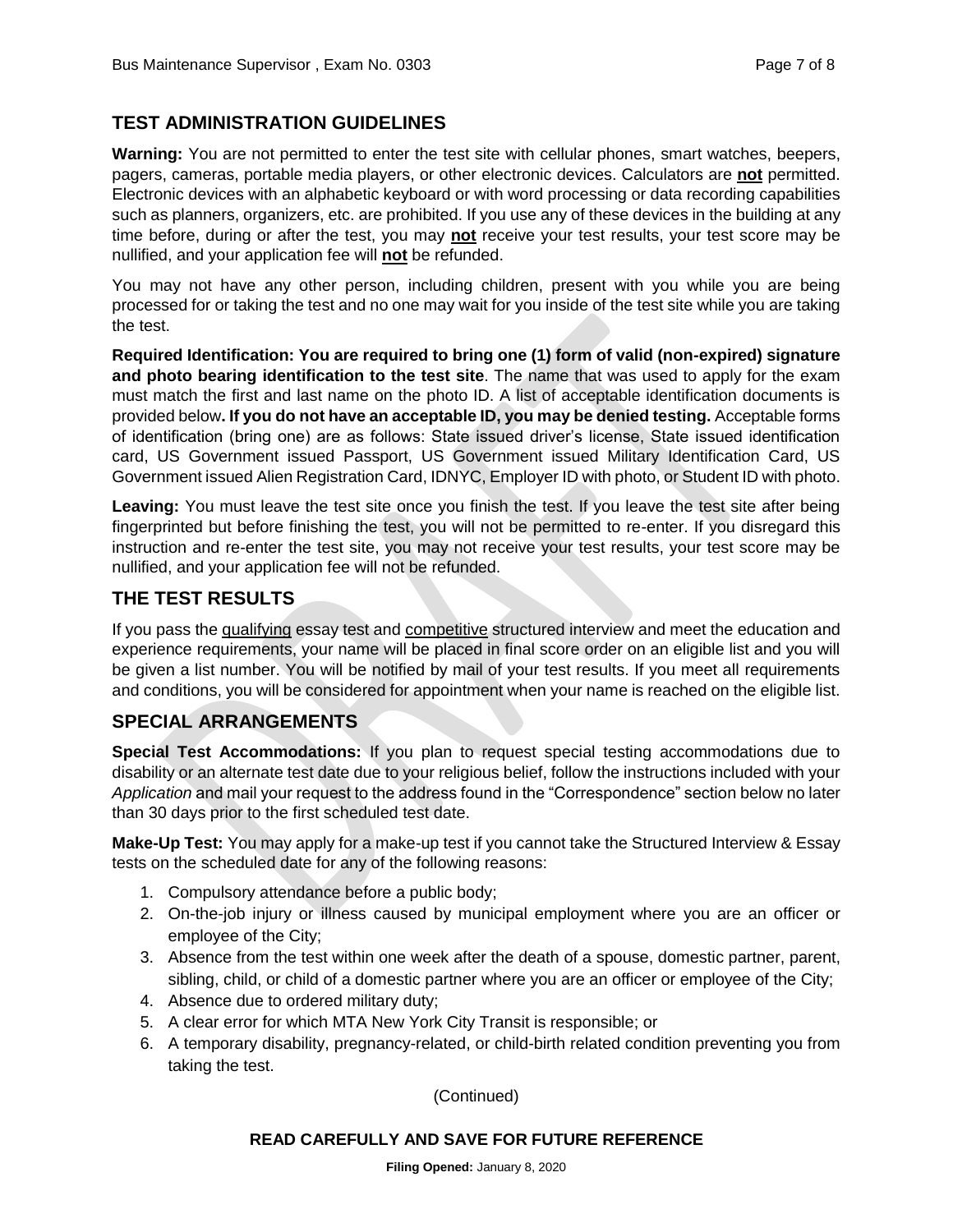## TEST ADMINISTRATION GUIDELINES

**Warning:** You are not permitted to enter the test site with cellular phones, smart watches, beepers, pagers, cameras, portable media players, or other electronic devices. Calculators are **not** permitted. Electronic devices with an alphabetic keyboard or with word processing or data recording capabilities such as planners, organizers, etc. are prohibited. If you use any of these devices in the building at any time before, during or after the test, you may **not** receive your test results, your test score may be nullified, and your application fee will **not** be refunded.

You may not have any other person, including children, present with you while you are being processed for or taking the test and no one may wait for you inside of the test site while you are taking the test.

**Required Identification: You are required to bring one (1) form of valid (non-expired) signature and photo bearing identification to the test site**. The name that was used to apply for the exam must match the first and last name on the photo ID. A list of acceptable identification documents is provided below**. If you do not have an acceptable ID, you may be denied testing.** Acceptable forms of identification (bring one) are as follows: State issued driver's license, State issued identification card, US Government issued Passport, US Government issued Military Identification Card, US Government issued Alien Registration Card, IDNYC, Employer ID with photo, or Student ID with photo.

**Leaving:** You must leave the test site once you finish the test. If you leave the test site after being fingerprinted but before finishing the test, you will not be permitted to re-enter. If you disregard this instruction and re-enter the test site, you may not receive your test results, your test score may be nullified, and your application fee will not be refunded.

## THE TEST RESULTS

If you pass the qualifying essay test and competitive structured interview and meet the education and experience requirements, your name will be placed in final score order on an eligible list and you will be given a list number. You will be notified by mail of your test results. If you meet all requirements and conditions, you will be considered for appointment when your name is reached on the eligible list.

## SPECIAL ARRANGEMENTS

**Special Test Accommodations:** If you plan to request special testing accommodations due to disability or an alternate test date due to your religious belief, follow the instructions included with your *Application* and mail your request to the address found in the "Correspondence" section below no later than 30 days prior to the first scheduled test date.

**Make-Up Test:** You may apply for a make-up test if you cannot take the Structured Interview & Essay tests on the scheduled date for any of the following reasons:

1. Compulsory attendance before a public body;
2. On-the-job injury or illness caused by municipal employment where you are an officer or employee of the City;
3. Absence from the test within one week after the death of a spouse, domestic partner, parent, sibling, child, or child of a domestic partner where you are an officer or employee of the City;
4. Absence due to ordered military duty;
5. A clear error for which MTA New York City Transit is responsible; or
6. A temporary disability, pregnancy-related, or child-birth related condition preventing you from taking the test.

(Continued)

**READ CAREFULLY AND SAVE FOR FUTURE REFERENCE**

**Filing Opened:** January 8, 2020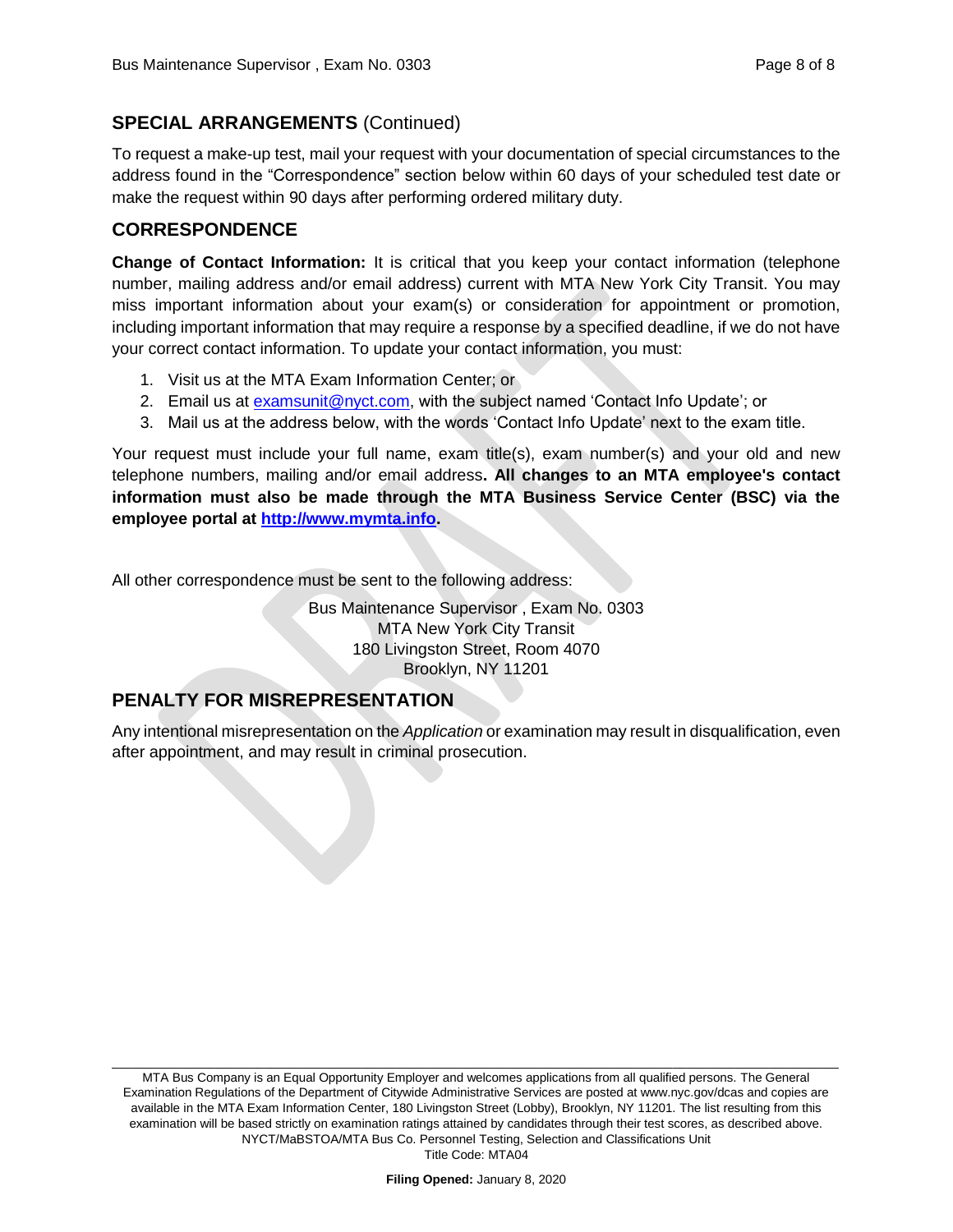## SPECIAL ARRANGEMENTS (Continued)

To request a make-up test, mail your request with your documentation of special circumstances to the address found in the "Correspondence" section below within 60 days of your scheduled test date or make the request within 90 days after performing ordered military duty.

## CORRESPONDENCE

**Change of Contact Information:** It is critical that you keep your contact information (telephone number, mailing address and/or email address) current with MTA New York City Transit. You may miss important information about your exam(s) or consideration for appointment or promotion, including important information that may require a response by a specified deadline, if we do not have your correct contact information. To update your contact information, you must:

1. Visit us at the MTA Exam Information Center; or
2. Email us at examsunit@nyct.com, with the subject named 'Contact Info Update'; or
3. Mail us at the address below, with the words 'Contact Info Update' next to the exam title.

Your request must include your full name, exam title(s), exam number(s) and your old and new telephone numbers, mailing and/or email address**. All changes to an MTA employee's contact information must also be made through the MTA Business Service Center (BSC) via the employee portal at http://www.mymta.info.**

All other correspondence must be sent to the following address:

Bus Maintenance Supervisor , Exam No. 0303
MTA New York City Transit
180 Livingston Street, Room 4070
Brooklyn, NY 11201

## PENALTY FOR MISREPRESENTATION

Any intentional misrepresentation on the *Application* or examination may result in disqualification, even after appointment, and may result in criminal prosecution.

MTA Bus Company is an Equal Opportunity Employer and welcomes applications from all qualified persons. The General Examination Regulations of the Department of Citywide Administrative Services are posted at www.nyc.gov/dcas and copies are available in the MTA Exam Information Center, 180 Livingston Street (Lobby), Brooklyn, NY 11201. The list resulting from this examination will be based strictly on examination ratings attained by candidates through their test scores, as described above.
NYCT/MaBSTOA/MTA Bus Co. Personnel Testing, Selection and Classifications Unit
Title Code: MTA04

**Filing Opened:** January 8, 2020